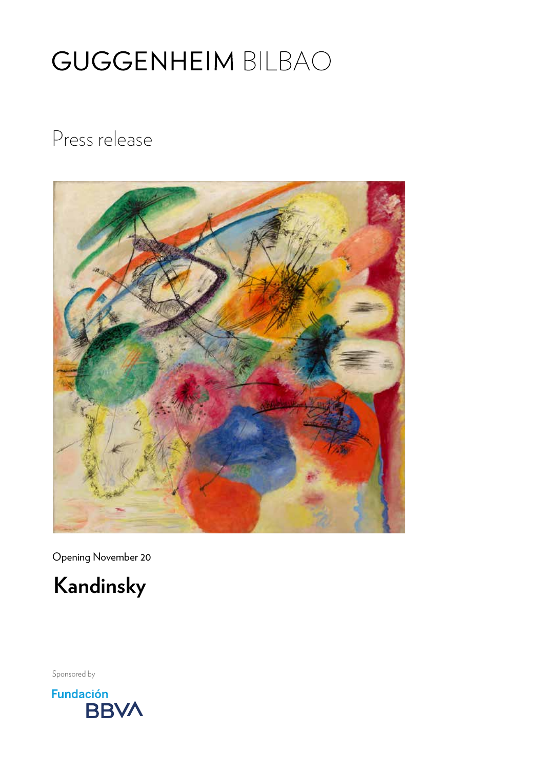# GUGGENHEIM BILBAO

## Press release

Opening November 20

# Kandinsky

Sponsored by

Fundación BBVA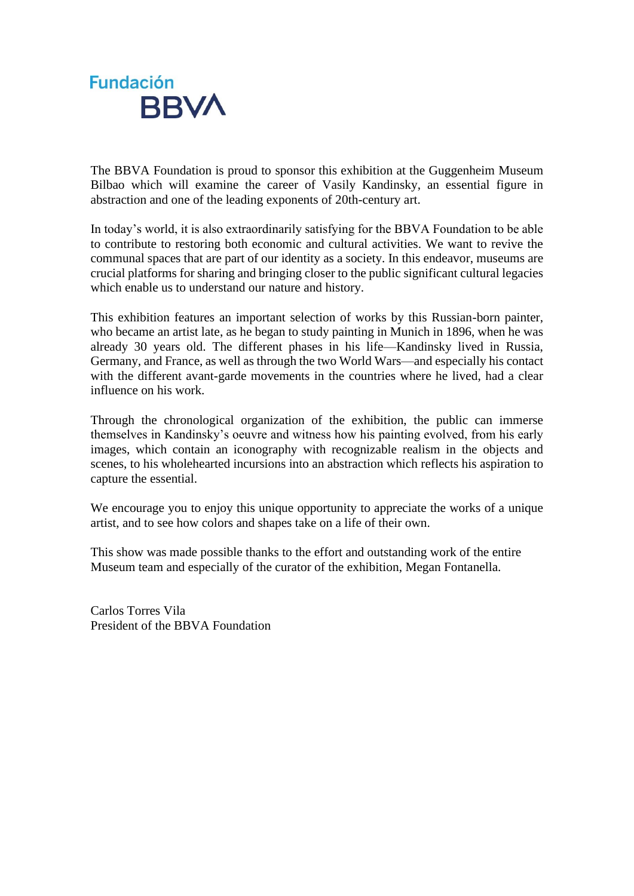Fundación
BBVA

The BBVA Foundation is proud to sponsor this exhibition at the Guggenheim Museum Bilbao which will examine the career of Vasily Kandinsky, an essential figure in abstraction and one of the leading exponents of 20th-century art.

In today's world, it is also extraordinarily satisfying for the BBVA Foundation to be able to contribute to restoring both economic and cultural activities. We want to revive the communal spaces that are part of our identity as a society. In this endeavor, museums are crucial platforms for sharing and bringing closer to the public significant cultural legacies which enable us to understand our nature and history.

This exhibition features an important selection of works by this Russian-born painter, who became an artist late, as he began to study painting in Munich in 1896, when he was already 30 years old. The different phases in his life—Kandinsky lived in Russia, Germany, and France, as well as through the two World Wars—and especially his contact with the different avant-garde movements in the countries where he lived, had a clear influence on his work.

Through the chronological organization of the exhibition, the public can immerse themselves in Kandinsky's oeuvre and witness how his painting evolved, from his early images, which contain an iconography with recognizable realism in the objects and scenes, to his wholehearted incursions into an abstraction which reflects his aspiration to capture the essential.

We encourage you to enjoy this unique opportunity to appreciate the works of a unique artist, and to see how colors and shapes take on a life of their own.

This show was made possible thanks to the effort and outstanding work of the entire Museum team and especially of the curator of the exhibition, Megan Fontanella.

Carlos Torres Vila
President of the BBVA Foundation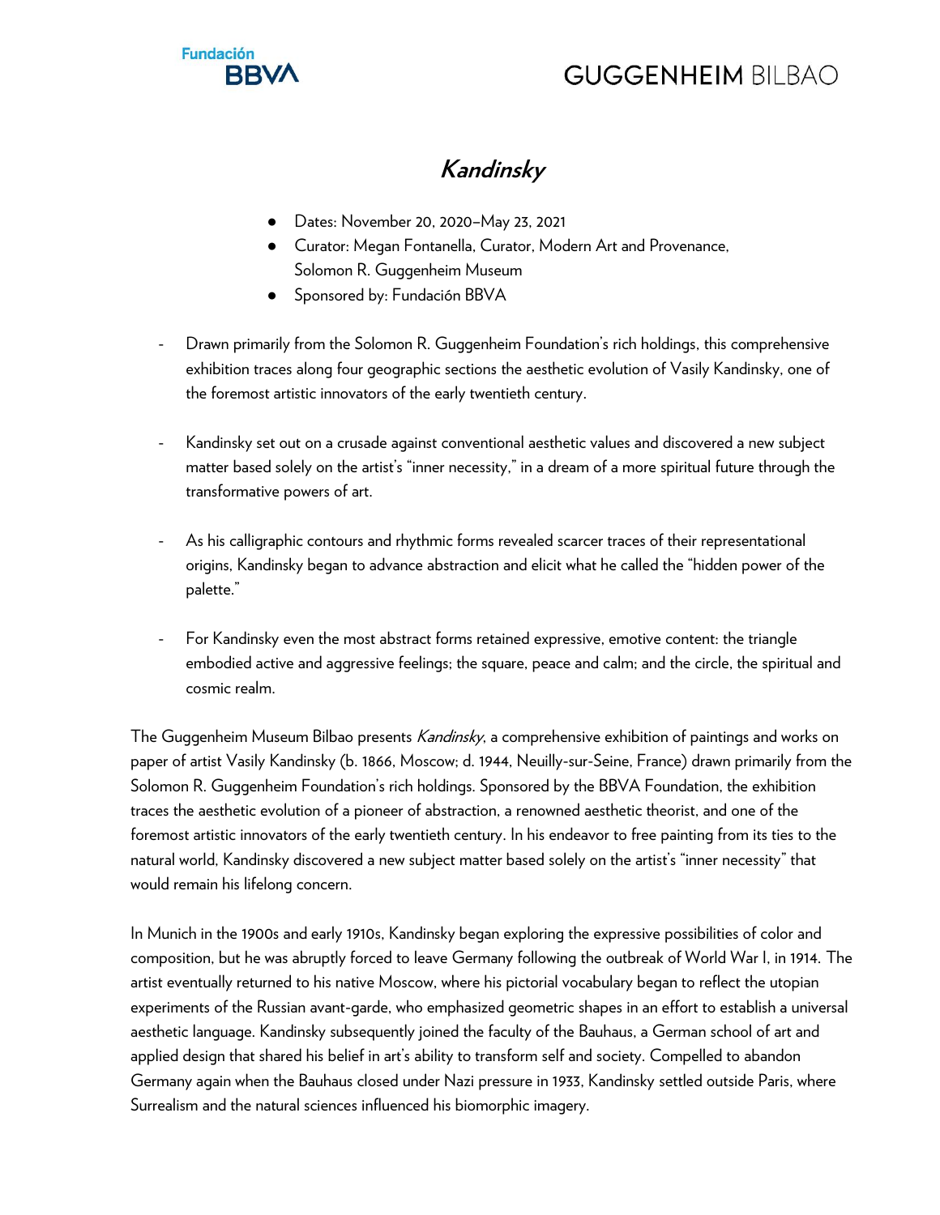# *Kandinsky*

- Dates: November 20, 2020–May 23, 2021
- Curator: Megan Fontanella, Curator, Modern Art and Provenance, Solomon R. Guggenheim Museum
- Sponsored by: Fundación BBVA

- Drawn primarily from the Solomon R. Guggenheim Foundation's rich holdings, this comprehensive exhibition traces along four geographic sections the aesthetic evolution of Vasily Kandinsky, one of the foremost artistic innovators of the early twentieth century.

- Kandinsky set out on a crusade against conventional aesthetic values and discovered a new subject matter based solely on the artist's "inner necessity," in a dream of a more spiritual future through the transformative powers of art.

- As his calligraphic contours and rhythmic forms revealed scarcer traces of their representational origins, Kandinsky began to advance abstraction and elicit what he called the "hidden power of the palette."

- For Kandinsky even the most abstract forms retained expressive, emotive content: the triangle embodied active and aggressive feelings; the square, peace and calm; and the circle, the spiritual and cosmic realm.

The Guggenheim Museum Bilbao presents *Kandinsky*, a comprehensive exhibition of paintings and works on paper of artist Vasily Kandinsky (b. 1866, Moscow; d. 1944, Neuilly-sur-Seine, France) drawn primarily from the Solomon R. Guggenheim Foundation's rich holdings. Sponsored by the BBVA Foundation, the exhibition traces the aesthetic evolution of a pioneer of abstraction, a renowned aesthetic theorist, and one of the foremost artistic innovators of the early twentieth century. In his endeavor to free painting from its ties to the natural world, Kandinsky discovered a new subject matter based solely on the artist's "inner necessity" that would remain his lifelong concern.

In Munich in the 1900s and early 1910s, Kandinsky began exploring the expressive possibilities of color and composition, but he was abruptly forced to leave Germany following the outbreak of World War I, in 1914. The artist eventually returned to his native Moscow, where his pictorial vocabulary began to reflect the utopian experiments of the Russian avant-garde, who emphasized geometric shapes in an effort to establish a universal aesthetic language. Kandinsky subsequently joined the faculty of the Bauhaus, a German school of art and applied design that shared his belief in art's ability to transform self and society. Compelled to abandon Germany again when the Bauhaus closed under Nazi pressure in 1933, Kandinsky settled outside Paris, where Surrealism and the natural sciences influenced his biomorphic imagery.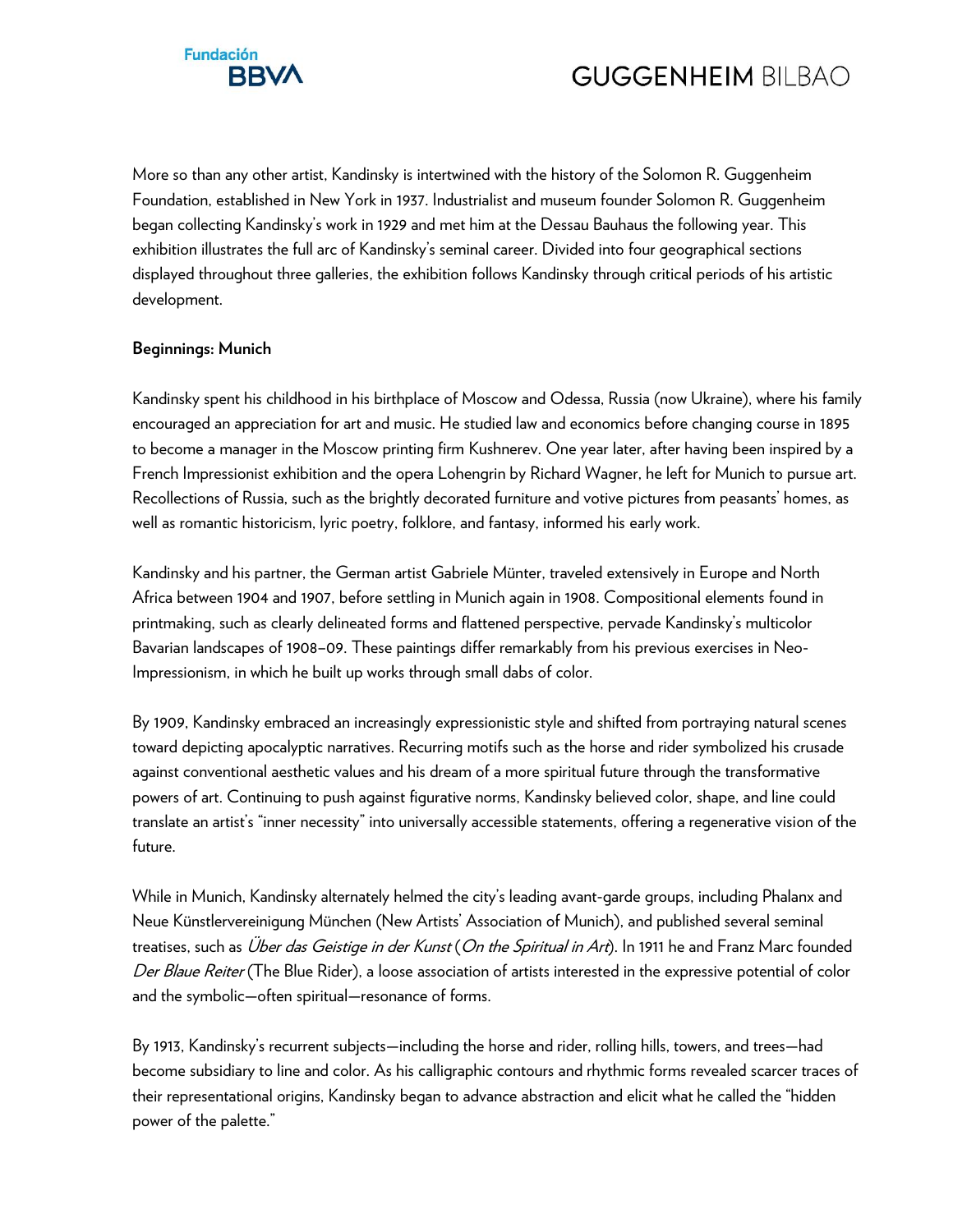More so than any other artist, Kandinsky is intertwined with the history of the Solomon R. Guggenheim Foundation, established in New York in 1937. Industrialist and museum founder Solomon R. Guggenheim began collecting Kandinsky's work in 1929 and met him at the Dessau Bauhaus the following year. This exhibition illustrates the full arc of Kandinsky's seminal career. Divided into four geographical sections displayed throughout three galleries, the exhibition follows Kandinsky through critical periods of his artistic development.

**Beginnings: Munich**

Kandinsky spent his childhood in his birthplace of Moscow and Odessa, Russia (now Ukraine), where his family encouraged an appreciation for art and music. He studied law and economics before changing course in 1895 to become a manager in the Moscow printing firm Kushnerev. One year later, after having been inspired by a French Impressionist exhibition and the opera Lohengrin by Richard Wagner, he left for Munich to pursue art. Recollections of Russia, such as the brightly decorated furniture and votive pictures from peasants' homes, as well as romantic historicism, lyric poetry, folklore, and fantasy, informed his early work.

Kandinsky and his partner, the German artist Gabriele Münter, traveled extensively in Europe and North Africa between 1904 and 1907, before settling in Munich again in 1908. Compositional elements found in printmaking, such as clearly delineated forms and flattened perspective, pervade Kandinsky's multicolor Bavarian landscapes of 1908–09. These paintings differ remarkably from his previous exercises in Neo-Impressionism, in which he built up works through small dabs of color.

By 1909, Kandinsky embraced an increasingly expressionistic style and shifted from portraying natural scenes toward depicting apocalyptic narratives. Recurring motifs such as the horse and rider symbolized his crusade against conventional aesthetic values and his dream of a more spiritual future through the transformative powers of art. Continuing to push against figurative norms, Kandinsky believed color, shape, and line could translate an artist's "inner necessity" into universally accessible statements, offering a regenerative vision of the future.

While in Munich, Kandinsky alternately helmed the city's leading avant-garde groups, including Phalanx and Neue Künstlervereinigung München (New Artists' Association of Munich), and published several seminal treatises, such as *Über das Geistige in der Kunst* (*On the Spiritual in Art*). In 1911 he and Franz Marc founded *Der Blaue Reiter* (The Blue Rider), a loose association of artists interested in the expressive potential of color and the symbolic—often spiritual—resonance of forms.

By 1913, Kandinsky's recurrent subjects—including the horse and rider, rolling hills, towers, and trees—had become subsidiary to line and color. As his calligraphic contours and rhythmic forms revealed scarcer traces of their representational origins, Kandinsky began to advance abstraction and elicit what he called the "hidden power of the palette."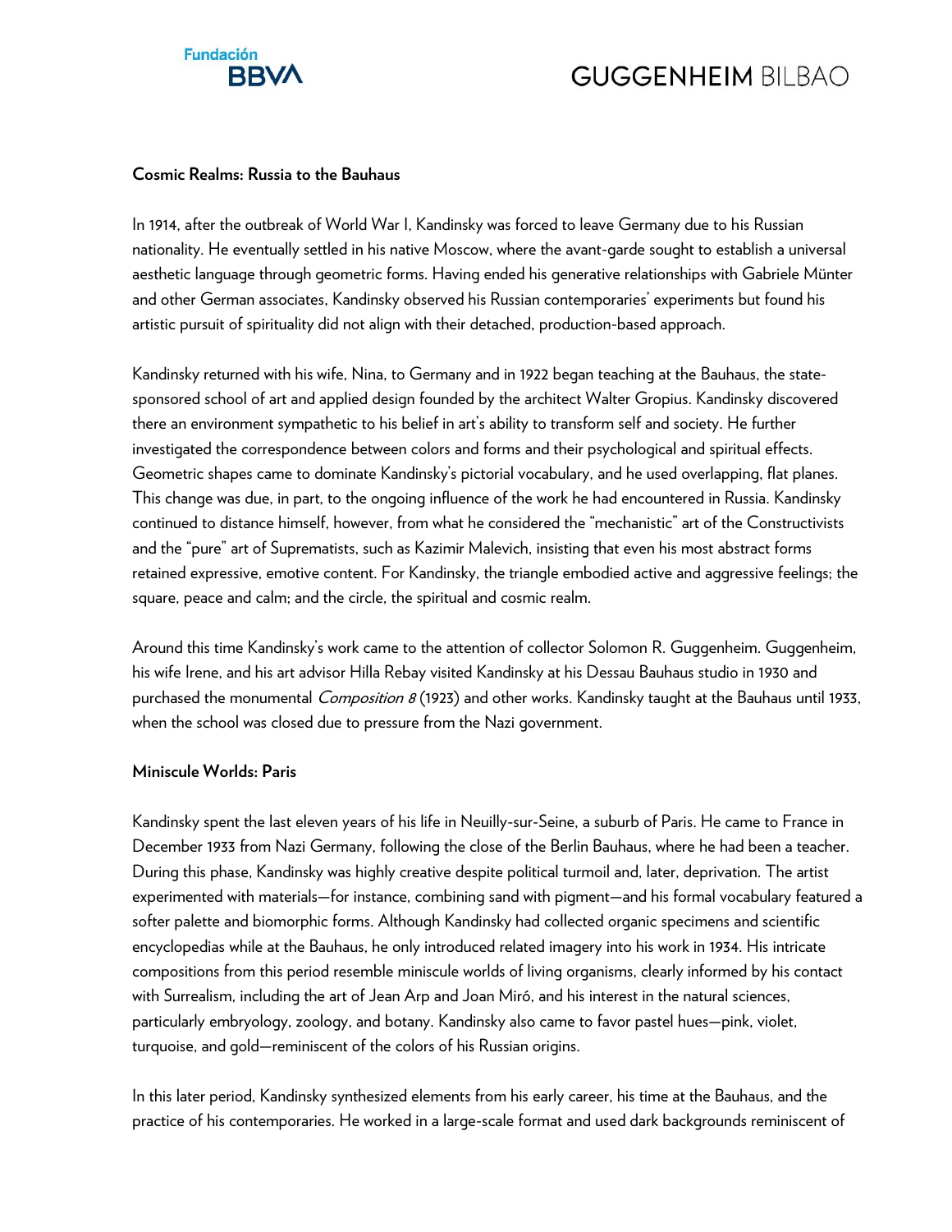**Cosmic Realms: Russia to the Bauhaus**

In 1914, after the outbreak of World War I, Kandinsky was forced to leave Germany due to his Russian nationality. He eventually settled in his native Moscow, where the avant-garde sought to establish a universal aesthetic language through geometric forms. Having ended his generative relationships with Gabriele Münter and other German associates, Kandinsky observed his Russian contemporaries' experiments but found his artistic pursuit of spirituality did not align with their detached, production-based approach.

Kandinsky returned with his wife, Nina, to Germany and in 1922 began teaching at the Bauhaus, the state-sponsored school of art and applied design founded by the architect Walter Gropius. Kandinsky discovered there an environment sympathetic to his belief in art's ability to transform self and society. He further investigated the correspondence between colors and forms and their psychological and spiritual effects. Geometric shapes came to dominate Kandinsky's pictorial vocabulary, and he used overlapping, flat planes. This change was due, in part, to the ongoing influence of the work he had encountered in Russia. Kandinsky continued to distance himself, however, from what he considered the "mechanistic" art of the Constructivists and the "pure" art of Suprematists, such as Kazimir Malevich, insisting that even his most abstract forms retained expressive, emotive content. For Kandinsky, the triangle embodied active and aggressive feelings; the square, peace and calm; and the circle, the spiritual and cosmic realm.

Around this time Kandinsky's work came to the attention of collector Solomon R. Guggenheim. Guggenheim, his wife Irene, and his art advisor Hilla Rebay visited Kandinsky at his Dessau Bauhaus studio in 1930 and purchased the monumental *Composition 8* (1923) and other works. Kandinsky taught at the Bauhaus until 1933, when the school was closed due to pressure from the Nazi government.

**Miniscule Worlds: Paris**

Kandinsky spent the last eleven years of his life in Neuilly-sur-Seine, a suburb of Paris. He came to France in December 1933 from Nazi Germany, following the close of the Berlin Bauhaus, where he had been a teacher. During this phase, Kandinsky was highly creative despite political turmoil and, later, deprivation. The artist experimented with materials—for instance, combining sand with pigment—and his formal vocabulary featured a softer palette and biomorphic forms. Although Kandinsky had collected organic specimens and scientific encyclopedias while at the Bauhaus, he only introduced related imagery into his work in 1934. His intricate compositions from this period resemble miniscule worlds of living organisms, clearly informed by his contact with Surrealism, including the art of Jean Arp and Joan Miró, and his interest in the natural sciences, particularly embryology, zoology, and botany. Kandinsky also came to favor pastel hues—pink, violet, turquoise, and gold—reminiscent of the colors of his Russian origins.

In this later period, Kandinsky synthesized elements from his early career, his time at the Bauhaus, and the practice of his contemporaries. He worked in a large-scale format and used dark backgrounds reminiscent of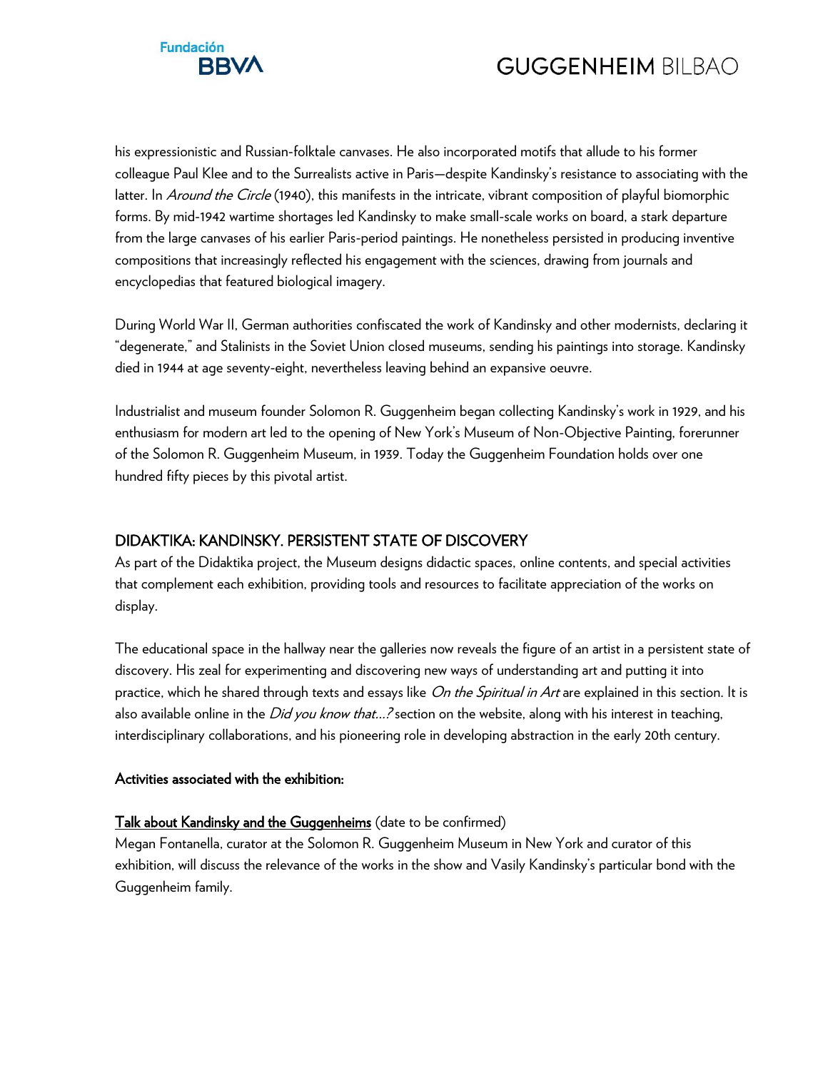his expressionistic and Russian-folktale canvases. He also incorporated motifs that allude to his former colleague Paul Klee and to the Surrealists active in Paris—despite Kandinsky's resistance to associating with the latter. In *Around the Circle* (1940), this manifests in the intricate, vibrant composition of playful biomorphic forms. By mid-1942 wartime shortages led Kandinsky to make small-scale works on board, a stark departure from the large canvases of his earlier Paris-period paintings. He nonetheless persisted in producing inventive compositions that increasingly reflected his engagement with the sciences, drawing from journals and encyclopedias that featured biological imagery.

During World War II, German authorities confiscated the work of Kandinsky and other modernists, declaring it "degenerate," and Stalinists in the Soviet Union closed museums, sending his paintings into storage. Kandinsky died in 1944 at age seventy-eight, nevertheless leaving behind an expansive oeuvre.

Industrialist and museum founder Solomon R. Guggenheim began collecting Kandinsky's work in 1929, and his enthusiasm for modern art led to the opening of New York's Museum of Non-Objective Painting, forerunner of the Solomon R. Guggenheim Museum, in 1939. Today the Guggenheim Foundation holds over one hundred fifty pieces by this pivotal artist.

## DIDAKTIKA: KANDINSKY. PERSISTENT STATE OF DISCOVERY

As part of the Didaktika project, the Museum designs didactic spaces, online contents, and special activities that complement each exhibition, providing tools and resources to facilitate appreciation of the works on display.

The educational space in the hallway near the galleries now reveals the figure of an artist in a persistent state of discovery. His zeal for experimenting and discovering new ways of understanding art and putting it into practice, which he shared through texts and essays like *On the Spiritual in Art* are explained in this section. It is also available online in the *Did you know that…?* section on the website, along with his interest in teaching, interdisciplinary collaborations, and his pioneering role in developing abstraction in the early 20th century.

**Activities associated with the exhibition:**

**Talk about Kandinsky and the Guggenheims** (date to be confirmed)
Megan Fontanella, curator at the Solomon R. Guggenheim Museum in New York and curator of this exhibition, will discuss the relevance of the works in the show and Vasily Kandinsky's particular bond with the Guggenheim family.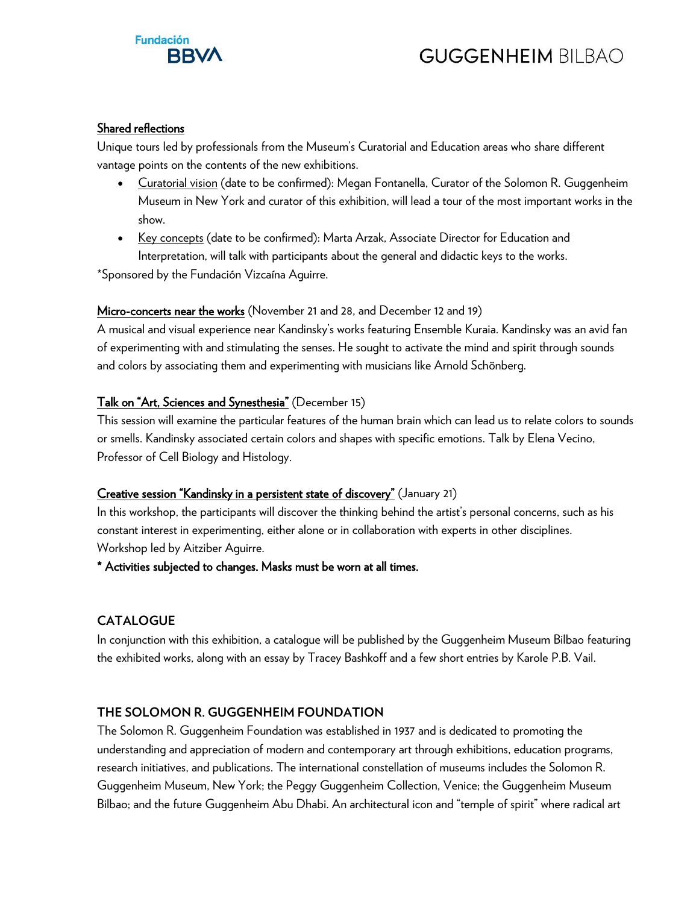**Shared reflections**

Unique tours led by professionals from the Museum's Curatorial and Education areas who share different vantage points on the contents of the new exhibitions.

- Curatorial vision (date to be confirmed): Megan Fontanella, Curator of the Solomon R. Guggenheim Museum in New York and curator of this exhibition, will lead a tour of the most important works in the show.
- Key concepts (date to be confirmed): Marta Arzak, Associate Director for Education and Interpretation, will talk with participants about the general and didactic keys to the works.

*Sponsored by the Fundación Vizcaína Aguirre.

**Micro-concerts near the works** (November 21 and 28, and December 12 and 19)

A musical and visual experience near Kandinsky's works featuring Ensemble Kuraia. Kandinsky was an avid fan of experimenting with and stimulating the senses. He sought to activate the mind and spirit through sounds and colors by associating them and experimenting with musicians like Arnold Schönberg.

**Talk on "Art, Sciences and Synesthesia"** (December 15)

This session will examine the particular features of the human brain which can lead us to relate colors to sounds or smells. Kandinsky associated certain colors and shapes with specific emotions. Talk by Elena Vecino, Professor of Cell Biology and Histology.

**Creative session "Kandinsky in a persistent state of discovery"** (January 21)

In this workshop, the participants will discover the thinking behind the artist's personal concerns, such as his constant interest in experimenting, either alone or in collaboration with experts in other disciplines. Workshop led by Aitziber Aguirre.

**\* Activities subjected to changes. Masks must be worn at all times.**

## CATALOGUE

In conjunction with this exhibition, a catalogue will be published by the Guggenheim Museum Bilbao featuring the exhibited works, along with an essay by Tracey Bashkoff and a few short entries by Karole P.B. Vail.

## THE SOLOMON R. GUGGENHEIM FOUNDATION

The Solomon R. Guggenheim Foundation was established in 1937 and is dedicated to promoting the understanding and appreciation of modern and contemporary art through exhibitions, education programs, research initiatives, and publications. The international constellation of museums includes the Solomon R. Guggenheim Museum, New York; the Peggy Guggenheim Collection, Venice; the Guggenheim Museum Bilbao; and the future Guggenheim Abu Dhabi. An architectural icon and "temple of spirit" where radical art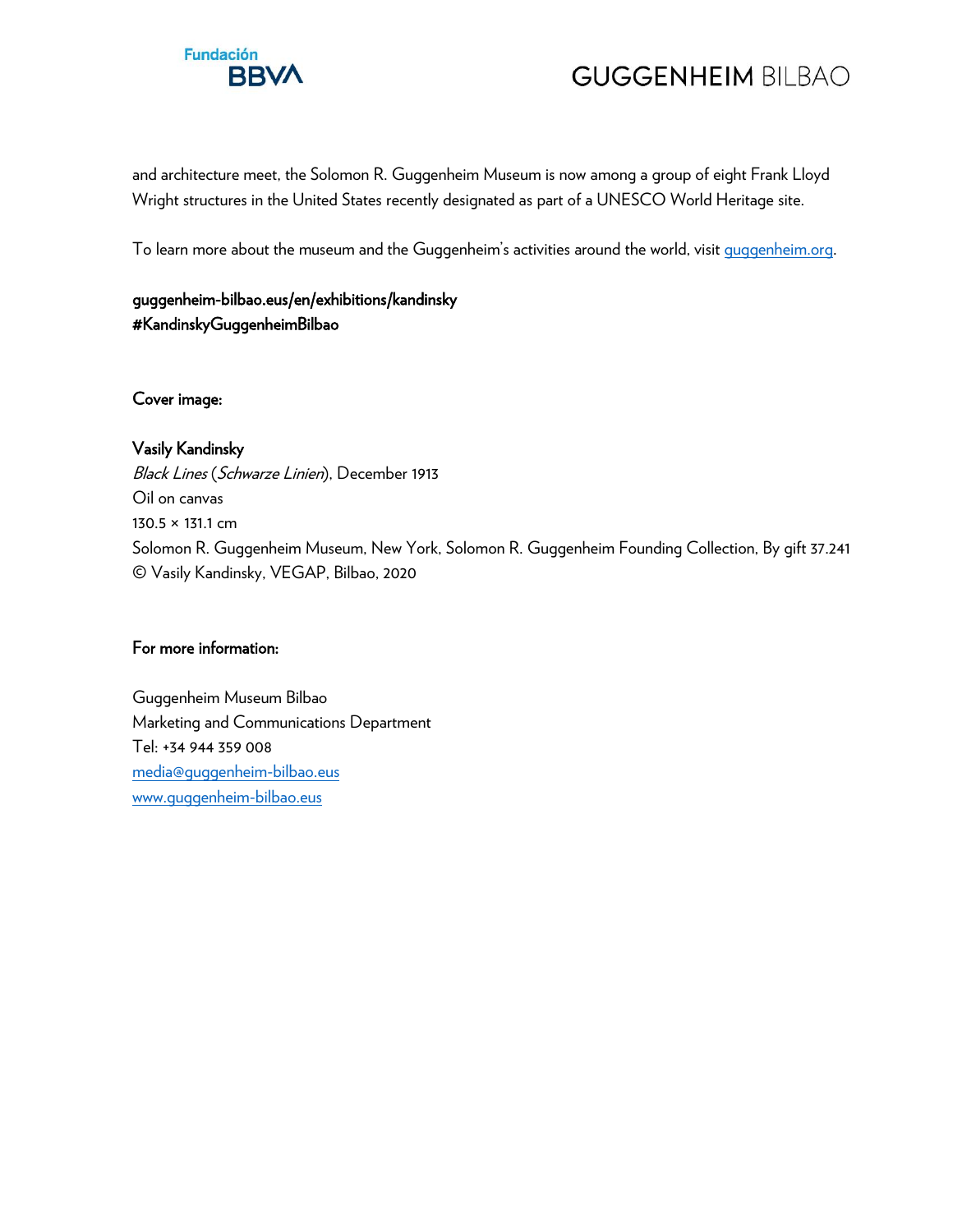and architecture meet, the Solomon R. Guggenheim Museum is now among a group of eight Frank Lloyd Wright structures in the United States recently designated as part of a UNESCO World Heritage site.

To learn more about the museum and the Guggenheim's activities around the world, visit [guggenheim.org](guggenheim.org).

**guggenheim-bilbao.eus/en/exhibitions/kandinsky**
**#KandinskyGuggenheimBilbao**

**Cover image:**

**Vasily Kandinsky**
*Black Lines* (*Schwarze Linien*), December 1913
Oil on canvas
130.5 × 131.1 cm
Solomon R. Guggenheim Museum, New York, Solomon R. Guggenheim Founding Collection, By gift 37.241
© Vasily Kandinsky, VEGAP, Bilbao, 2020

**For more information:**

Guggenheim Museum Bilbao
Marketing and Communications Department
Tel: +34 944 359 008
[media@guggenheim-bilbao.eus](mailto:media@guggenheim-bilbao.eus)
[www.guggenheim-bilbao.eus](www.guggenheim-bilbao.eus)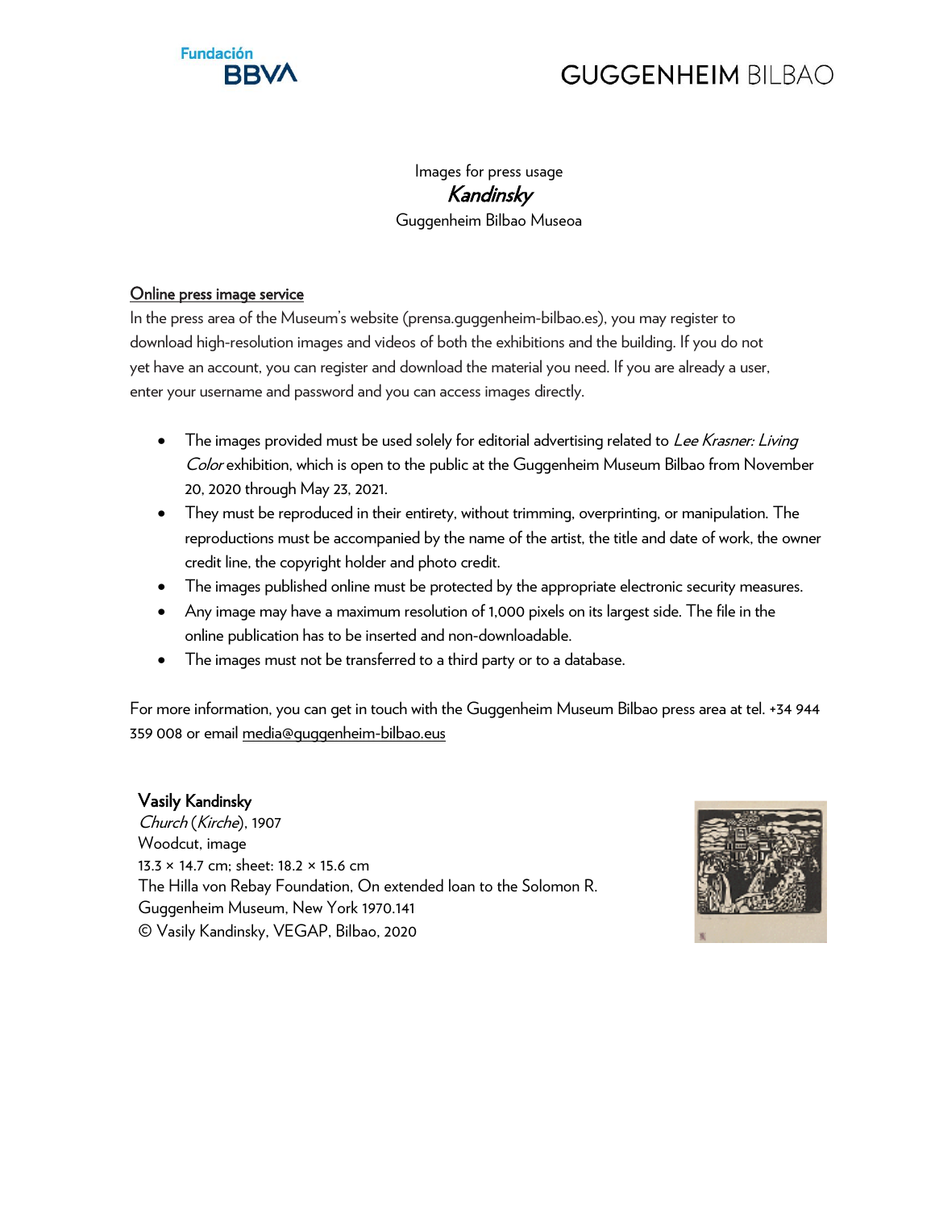Images for press usage

***Kandinsky***

Guggenheim Bilbao Museoa

<u>Online press image service</u>

In the press area of the Museum's website (prensa.guggenheim-bilbao.es), you may register to download high-resolution images and videos of both the exhibitions and the building. If you do not yet have an account, you can register and download the material you need. If you are already a user, enter your username and password and you can access images directly.

- The images provided must be used solely for editorial advertising related to *Lee Krasner: Living Color* exhibition, which is open to the public at the Guggenheim Museum Bilbao from November 20, 2020 through May 23, 2021.
- They must be reproduced in their entirety, without trimming, overprinting, or manipulation. The reproductions must be accompanied by the name of the artist, the title and date of work, the owner credit line, the copyright holder and photo credit.
- The images published online must be protected by the appropriate electronic security measures.
- Any image may have a maximum resolution of 1,000 pixels on its largest side. The file in the online publication has to be inserted and non-downloadable.
- The images must not be transferred to a third party or to a database.

For more information, you can get in touch with the Guggenheim Museum Bilbao press area at tel. +34 944 359 008 or email media@guggenheim-bilbao.eus

**Vasily Kandinsky**
*Church* (*Kirche*), 1907
Woodcut, image
13.3 × 14.7 cm; sheet: 18.2 × 15.6 cm
The Hilla von Rebay Foundation, On extended loan to the Solomon R. Guggenheim Museum, New York 1970.141
© Vasily Kandinsky, VEGAP, Bilbao, 2020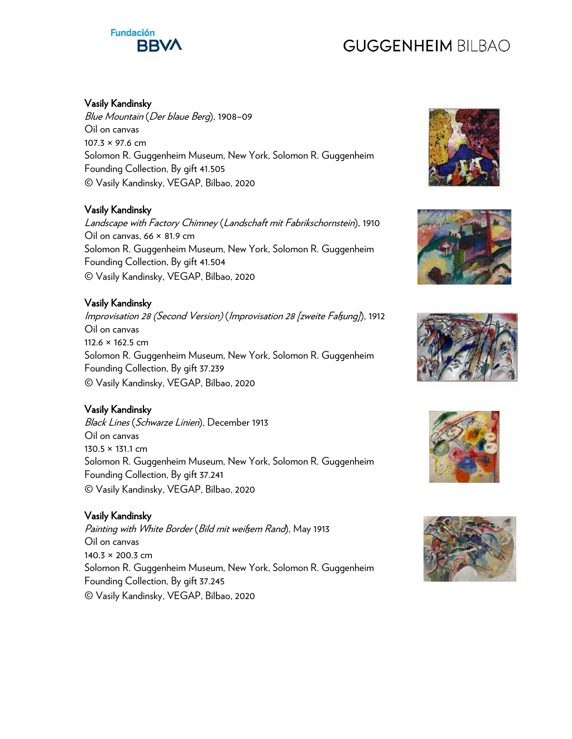**Vasily Kandinsky**
*Blue Mountain* (*Der blaue Berg*), 1908–09
Oil on canvas
107.3 × 97.6 cm
Solomon R. Guggenheim Museum, New York, Solomon R. Guggenheim Founding Collection, By gift 41.505
© Vasily Kandinsky, VEGAP, Bilbao, 2020

**Vasily Kandinsky**
*Landscape with Factory Chimney* (*Landschaft mit Fabrikschornstein*), 1910
Oil on canvas, 66 × 81.9 cm
Solomon R. Guggenheim Museum, New York, Solomon R. Guggenheim Founding Collection, By gift 41.504
© Vasily Kandinsky, VEGAP, Bilbao, 2020

**Vasily Kandinsky**
*Improvisation 28 (Second Version)* (*Improvisation 28 [zweite Fassung]*), 1912
Oil on canvas
112.6 × 162.5 cm
Solomon R. Guggenheim Museum, New York, Solomon R. Guggenheim Founding Collection, By gift 37.239
© Vasily Kandinsky, VEGAP, Bilbao, 2020

**Vasily Kandinsky**
*Black Lines* (*Schwarze Linien*), December 1913
Oil on canvas
130.5 × 131.1 cm
Solomon R. Guggenheim Museum, New York, Solomon R. Guggenheim Founding Collection, By gift 37.241
© Vasily Kandinsky, VEGAP, Bilbao, 2020

**Vasily Kandinsky**
*Painting with White Border* (*Bild mit weißem Rand*), May 1913
Oil on canvas
140.3 × 200.3 cm
Solomon R. Guggenheim Museum, New York, Solomon R. Guggenheim Founding Collection, By gift 37.245
© Vasily Kandinsky, VEGAP, Bilbao, 2020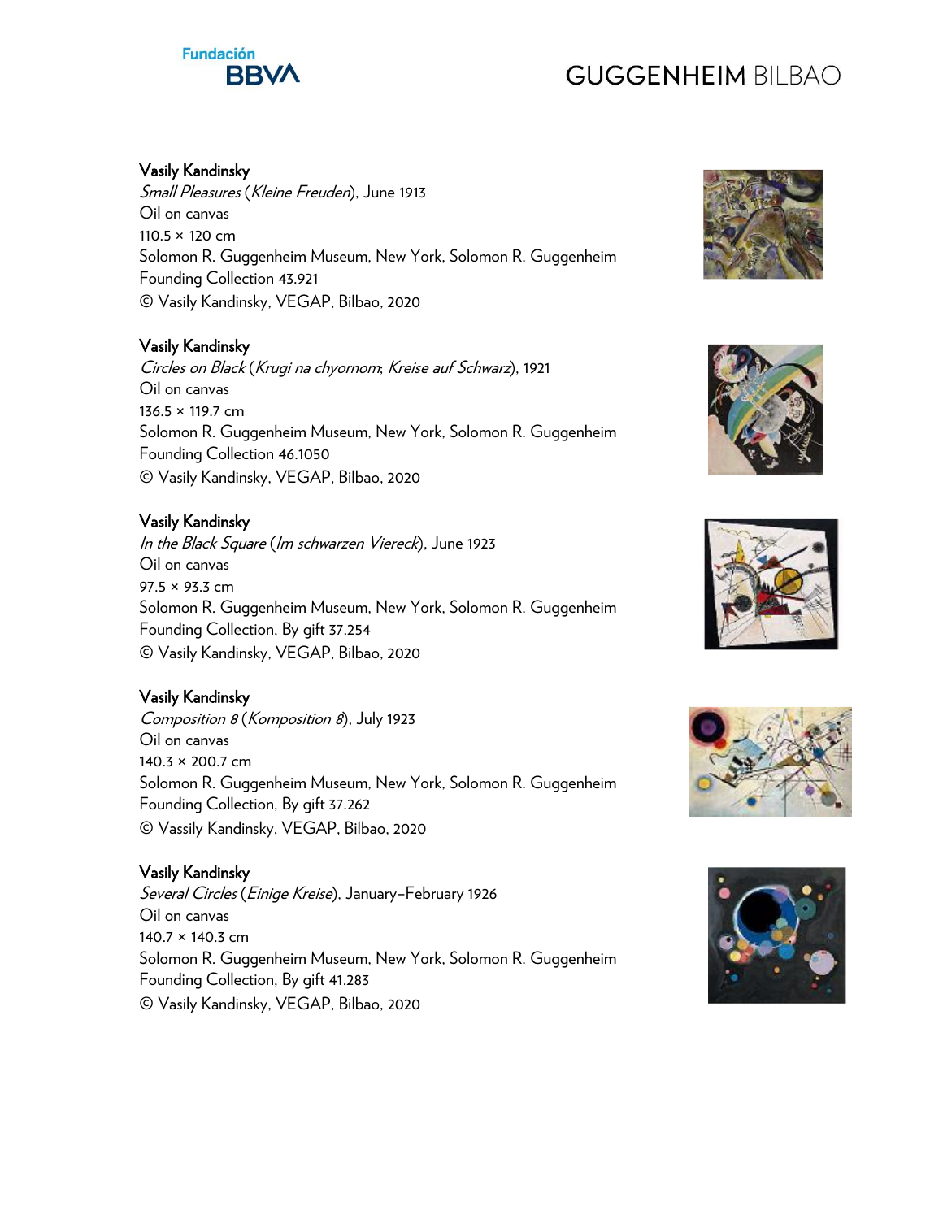**Vasily Kandinsky**
*Small Pleasures* (*Kleine Freuden*), June 1913
Oil on canvas
110.5 × 120 cm
Solomon R. Guggenheim Museum, New York, Solomon R. Guggenheim Founding Collection 43.921
© Vasily Kandinsky, VEGAP, Bilbao, 2020

**Vasily Kandinsky**
*Circles on Black* (*Krugi na chyornom*; *Kreise auf Schwarz*), 1921
Oil on canvas
136.5 × 119.7 cm
Solomon R. Guggenheim Museum, New York, Solomon R. Guggenheim Founding Collection 46.1050
© Vasily Kandinsky, VEGAP, Bilbao, 2020

**Vasily Kandinsky**
*In the Black Square* (*Im schwarzen Viereck*), June 1923
Oil on canvas
97.5 × 93.3 cm
Solomon R. Guggenheim Museum, New York, Solomon R. Guggenheim Founding Collection, By gift 37.254
© Vasily Kandinsky, VEGAP, Bilbao, 2020

**Vasily Kandinsky**
*Composition 8* (*Komposition 8*), July 1923
Oil on canvas
140.3 × 200.7 cm
Solomon R. Guggenheim Museum, New York, Solomon R. Guggenheim Founding Collection, By gift 37.262
© Vassily Kandinsky, VEGAP, Bilbao, 2020

**Vasily Kandinsky**
*Several Circles* (*Einige Kreise*), January–February 1926
Oil on canvas
140.7 × 140.3 cm
Solomon R. Guggenheim Museum, New York, Solomon R. Guggenheim Founding Collection, By gift 41.283
© Vasily Kandinsky, VEGAP, Bilbao, 2020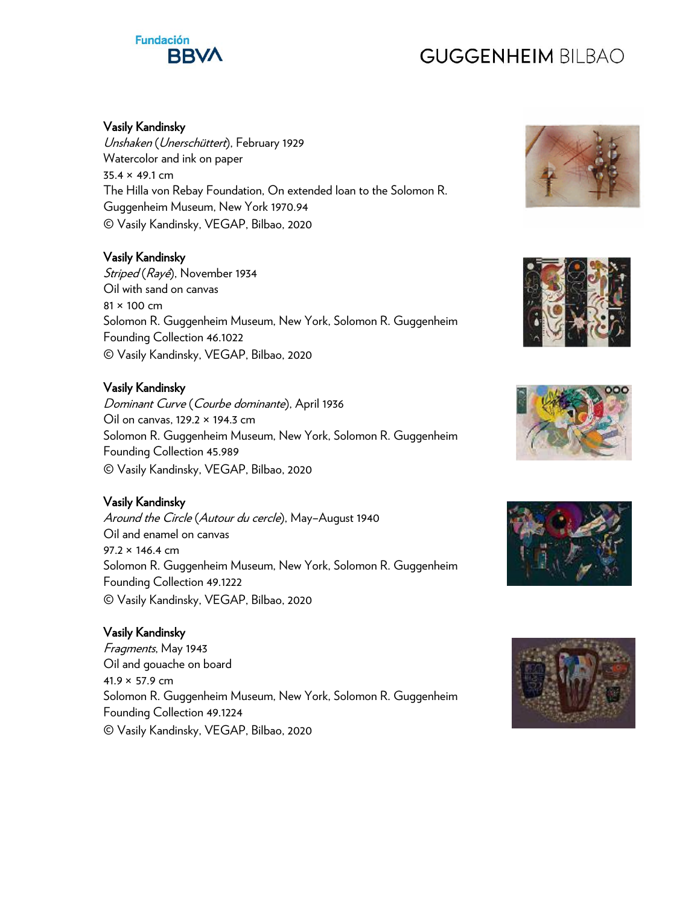**Vasily Kandinsky**
*Unshaken* (*Unerschüttert*), February 1929
Watercolor and ink on paper
35.4 × 49.1 cm
The Hilla von Rebay Foundation, On extended loan to the Solomon R. Guggenheim Museum, New York 1970.94
© Vasily Kandinsky, VEGAP, Bilbao, 2020

**Vasily Kandinsky**
*Striped* (*Rayé*), November 1934
Oil with sand on canvas
81 × 100 cm
Solomon R. Guggenheim Museum, New York, Solomon R. Guggenheim Founding Collection 46.1022
© Vasily Kandinsky, VEGAP, Bilbao, 2020

**Vasily Kandinsky**
*Dominant Curve* (*Courbe dominante*), April 1936
Oil on canvas, 129.2 × 194.3 cm
Solomon R. Guggenheim Museum, New York, Solomon R. Guggenheim Founding Collection 45.989
© Vasily Kandinsky, VEGAP, Bilbao, 2020

**Vasily Kandinsky**
*Around the Circle* (*Autour du cercle*), May–August 1940
Oil and enamel on canvas
97.2 × 146.4 cm
Solomon R. Guggenheim Museum, New York, Solomon R. Guggenheim Founding Collection 49.1222
© Vasily Kandinsky, VEGAP, Bilbao, 2020

**Vasily Kandinsky**
*Fragments*, May 1943
Oil and gouache on board
41.9 × 57.9 cm
Solomon R. Guggenheim Museum, New York, Solomon R. Guggenheim Founding Collection 49.1224
© Vasily Kandinsky, VEGAP, Bilbao, 2020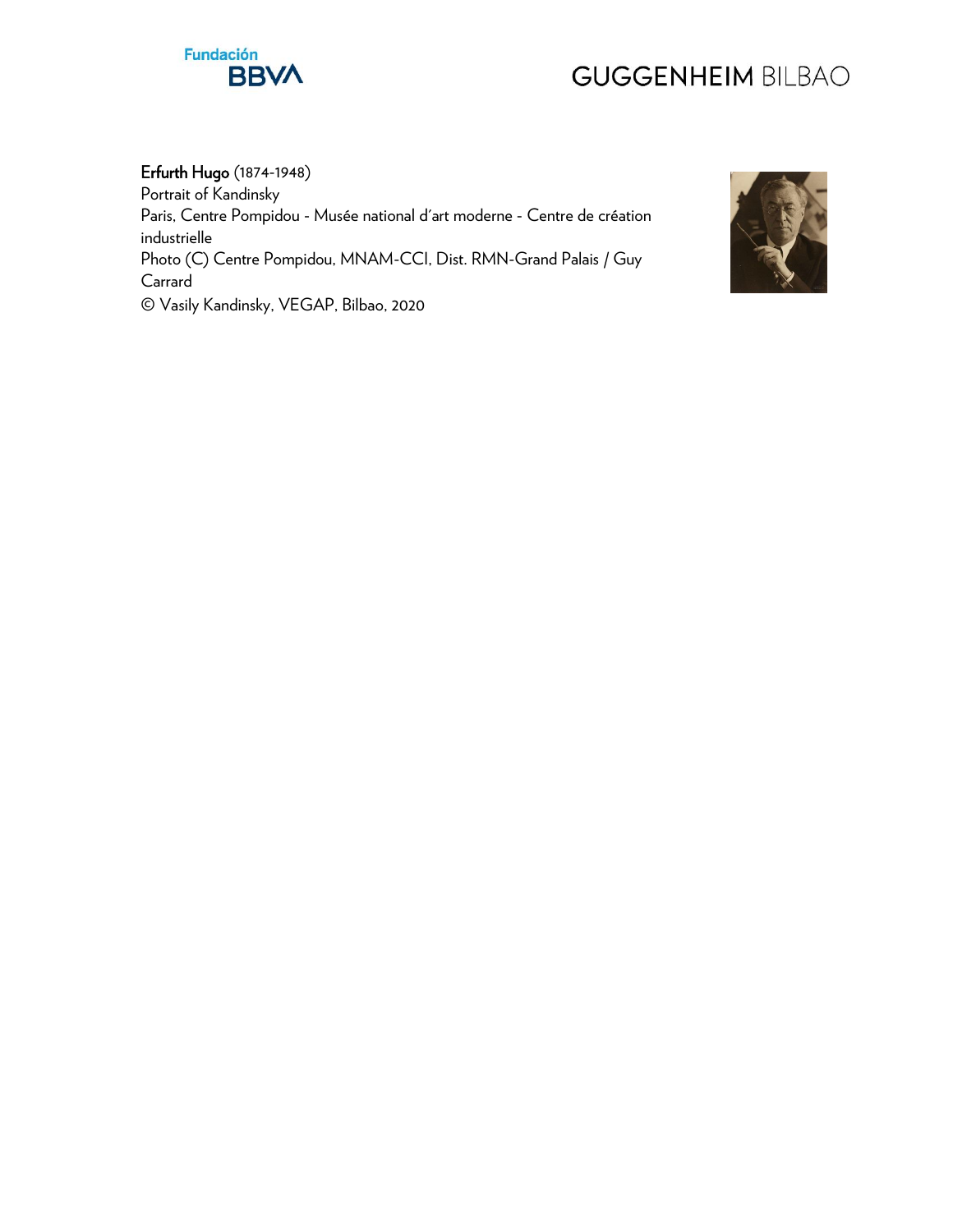**Erfurth Hugo** (1874-1948)
Portrait of Kandinsky
Paris, Centre Pompidou - Musée national d'art moderne - Centre de création industrielle
Photo (C) Centre Pompidou, MNAM-CCI, Dist. RMN-Grand Palais / Guy Carrard
© Vasily Kandinsky, VEGAP, Bilbao, 2020